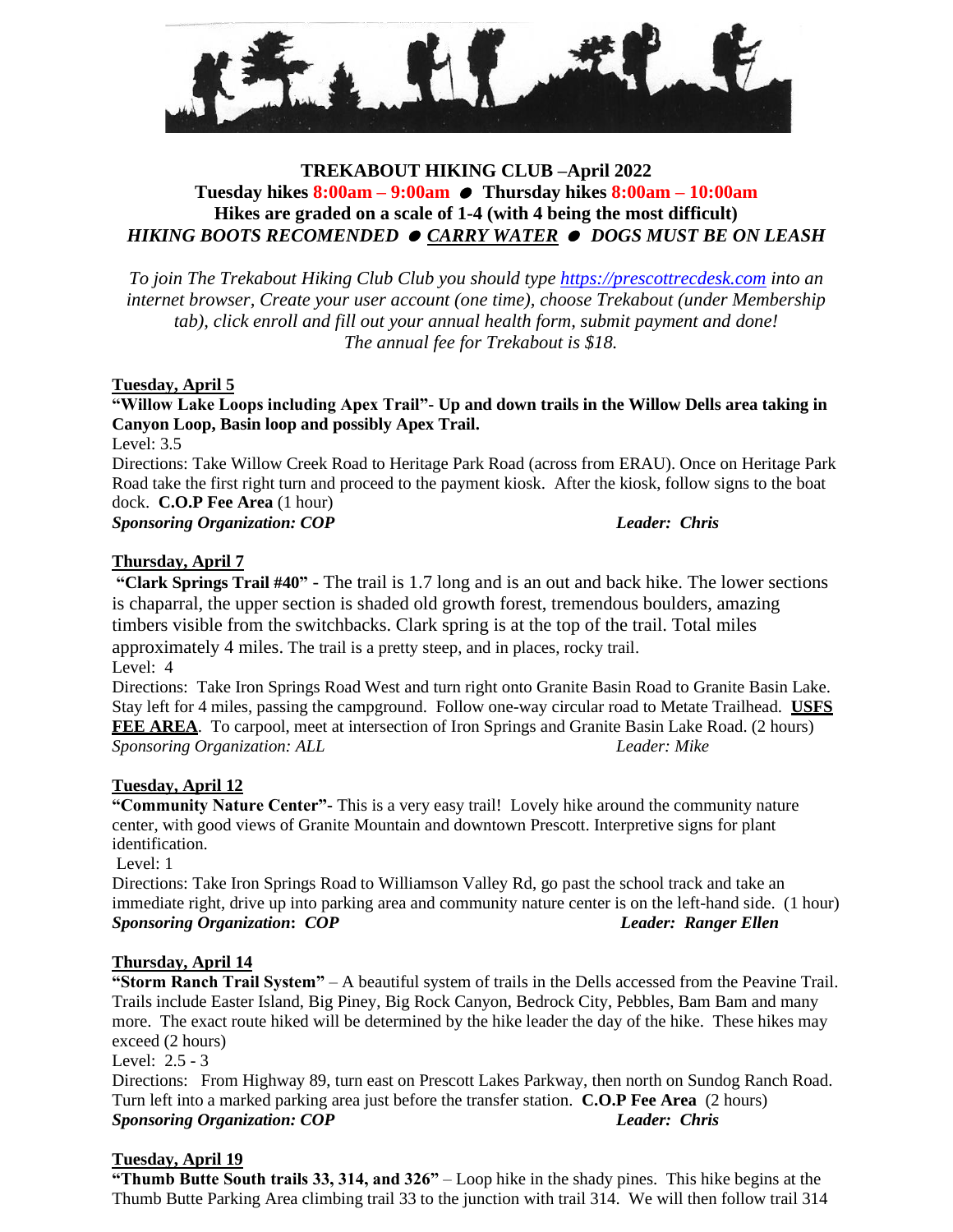# TREKABOUT HIKING CLUB –April 2022

**Tuesday hikes 8:00am – 9:00am ● Thursday hikes 8:00am – 10:00am**

**Hikes are graded on a scale of 1-4 (with 4 being the most difficult)**

***HIKING BOOTS RECOMENDED ● CARRY WATER ● DOGS MUST BE ON LEASH***

*To join The Trekabout Hiking Club Club you should type https://prescottrecdesk.com into an internet browser, Create your user account (one time), choose Trekabout (under Membership tab), click enroll and fill out your annual health form, submit payment and done! The annual fee for Trekabout is $18.*

**Tuesday, April 5**

**"Willow Lake Loops including Apex Trail"- Up and down trails in the Willow Dells area taking in Canyon Loop, Basin loop and possibly Apex Trail.**

Level: 3.5

Directions: Take Willow Creek Road to Heritage Park Road (across from ERAU). Once on Heritage Park Road take the first right turn and proceed to the payment kiosk. After the kiosk, follow signs to the boat dock. **C.O.P Fee Area** (1 hour)

***Sponsoring Organization: COP*** ***Leader: Chris***

**Thursday, April 7**

**"Clark Springs Trail #40"** - The trail is 1.7 long and is an out and back hike. The lower sections is chaparral, the upper section is shaded old growth forest, tremendous boulders, amazing timbers visible from the switchbacks. Clark spring is at the top of the trail. Total miles approximately 4 miles. The trail is a pretty steep, and in places, rocky trail.

Level: 4

Directions: Take Iron Springs Road West and turn right onto Granite Basin Road to Granite Basin Lake. Stay left for 4 miles, passing the campground. Follow one-way circular road to Metate Trailhead. **USFS FEE AREA**. To carpool, meet at intersection of Iron Springs and Granite Basin Lake Road. (2 hours)

*Sponsoring Organization: ALL* *Leader: Mike*

**Tuesday, April 12**

**"Community Nature Center"-** This is a very easy trail! Lovely hike around the community nature center, with good views of Granite Mountain and downtown Prescott. Interpretive signs for plant identification.

Level: 1

Directions: Take Iron Springs Road to Williamson Valley Rd, go past the school track and take an immediate right, drive up into parking area and community nature center is on the left-hand side. (1 hour)

***Sponsoring Organization: COP*** ***Leader: Ranger Ellen***

**Thursday, April 14**

**"Storm Ranch Trail System"** – A beautiful system of trails in the Dells accessed from the Peavine Trail. Trails include Easter Island, Big Piney, Big Rock Canyon, Bedrock City, Pebbles, Bam Bam and many more. The exact route hiked will be determined by the hike leader the day of the hike. These hikes may exceed (2 hours)

Level: 2.5 - 3

Directions: From Highway 89, turn east on Prescott Lakes Parkway, then north on Sundog Ranch Road. Turn left into a marked parking area just before the transfer station. **C.O.P Fee Area** (2 hours)

***Sponsoring Organization: COP*** ***Leader: Chris***

**Tuesday, April 19**

**"Thumb Butte South trails 33, 314, and 326"** – Loop hike in the shady pines. This hike begins at the Thumb Butte Parking Area climbing trail 33 to the junction with trail 314. We will then follow trail 314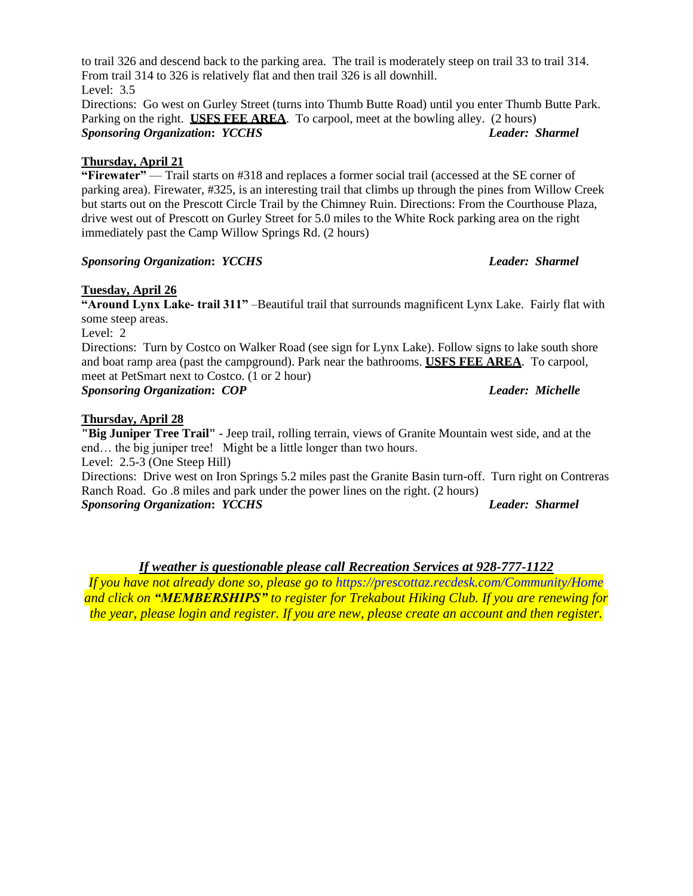to trail 326 and descend back to the parking area. The trail is moderately steep on trail 33 to trail 314. From trail 314 to 326 is relatively flat and then trail 326 is all downhill.
Level: 3.5
Directions: Go west on Gurley Street (turns into Thumb Butte Road) until you enter Thumb Butte Park. Parking on the right. **USFS FEE AREA**. To carpool, meet at the bowling alley. (2 hours)
***Sponsoring Organization: YCCHS*** ***Leader: Sharmel***

**Thursday, April 21**
**"Firewater"** — Trail starts on #318 and replaces a former social trail (accessed at the SE corner of parking area). Firewater, #325, is an interesting trail that climbs up through the pines from Willow Creek but starts out on the Prescott Circle Trail by the Chimney Ruin. Directions: From the Courthouse Plaza, drive west out of Prescott on Gurley Street for 5.0 miles to the White Rock parking area on the right immediately past the Camp Willow Springs Rd. (2 hours)

***Sponsoring Organization: YCCHS*** ***Leader: Sharmel***

**Tuesday, April 26**
**"Around Lynx Lake- trail 311"** –Beautiful trail that surrounds magnificent Lynx Lake. Fairly flat with some steep areas.
Level: 2
Directions: Turn by Costco on Walker Road (see sign for Lynx Lake). Follow signs to lake south shore and boat ramp area (past the campground). Park near the bathrooms. **USFS FEE AREA**. To carpool, meet at PetSmart next to Costco. (1 or 2 hour)
***Sponsoring Organization: COP*** ***Leader: Michelle***

**Thursday, April 28**
**"Big Juniper Tree Trail"** - Jeep trail, rolling terrain, views of Granite Mountain west side, and at the end… the big juniper tree! Might be a little longer than two hours.
Level: 2.5-3 (One Steep Hill)
Directions: Drive west on Iron Springs 5.2 miles past the Granite Basin turn-off. Turn right on Contreras Ranch Road. Go .8 miles and park under the power lines on the right. (2 hours)
***Sponsoring Organization: YCCHS*** ***Leader: Sharmel***

***If weather is questionable please call Recreation Services at 928-777-1122***

*If you have not already done so, please go to https://prescottaz.recdesk.com/Community/Home and click on **"MEMBERSHIPS"** to register for Trekabout Hiking Club. If you are renewing for the year, please login and register. If you are new, please create an account and then register.*